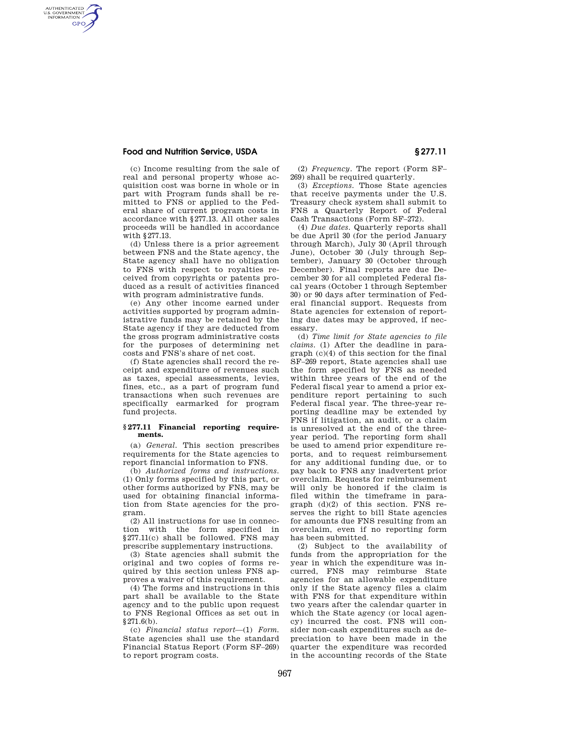(c) Income resulting from the sale of real and personal property whose acquisition cost was borne in whole or in part with Program funds shall be remitted to FNS or applied to the Federal share of current program costs in accordance with §277.13. All other sales proceeds will be handled in accordance with §277.13.

(d) Unless there is a prior agreement between FNS and the State agency, the State agency shall have no obligation to FNS with respect to royalties received from copyrights or patents produced as a result of activities financed with program administrative funds.

(e) Any other income earned under activities supported by program administrative funds may be retained by the State agency if they are deducted from the gross program administrative costs for the purposes of determining net costs and FNS's share of net cost.

(f) State agencies shall record the receipt and expenditure of revenues such as taxes, special assessments, levies, fines, etc., as a part of program fund transactions when such revenues are specifically earmarked for program fund projects.

## §277.11 Financial reporting requirements.

(a) *General.* This section prescribes requirements for the State agencies to report financial information to FNS.

(b) *Authorized forms and instructions.* (1) Only forms specified by this part, or other forms authorized by FNS, may be used for obtaining financial information from State agencies for the program.

(2) All instructions for use in connection with the form specified in §277.11(c) shall be followed. FNS may prescribe supplementary instructions.

(3) State agencies shall submit the original and two copies of forms required by this section unless FNS approves a waiver of this requirement.

(4) The forms and instructions in this part shall be available to the State agency and to the public upon request to FNS Regional Offices as set out in §271.6(b).

(c) *Financial status report*—(1) *Form.* State agencies shall use the standard Financial Status Report (Form SF–269) to report program costs.

(2) *Frequency.* The report (Form SF–269) shall be required quarterly.

(3) *Exceptions.* Those State agencies that receive payments under the U.S. Treasury check system shall submit to FNS a Quarterly Report of Federal Cash Transactions (Form SF–272).

(4) *Due dates.* Quarterly reports shall be due April 30 (for the period January through March), July 30 (April through June), October 30 (July through September), January 30 (October through December). Final reports are due December 30 for all completed Federal fiscal years (October 1 through September 30) or 90 days after termination of Federal financial support. Requests from State agencies for extension of reporting due dates may be approved, if necessary.

(d) *Time limit for State agencies to file claims.* (1) After the deadline in paragraph (c)(4) of this section for the final SF–269 report, State agencies shall use the form specified by FNS as needed within three years of the end of the Federal fiscal year to amend a prior expenditure report pertaining to such Federal fiscal year. The three-year reporting deadline may be extended by FNS if litigation, an audit, or a claim is unresolved at the end of the three-year period. The reporting form shall be used to amend prior expenditure reports, and to request reimbursement for any additional funding due, or to pay back to FNS any inadvertent prior overclaim. Requests for reimbursement will only be honored if the claim is filed within the timeframe in paragraph (d)(2) of this section. FNS reserves the right to bill State agencies for amounts due FNS resulting from an overclaim, even if no reporting form has been submitted.

(2) Subject to the availability of funds from the appropriation for the year in which the expenditure was incurred, FNS may reimburse State agencies for an allowable expenditure only if the State agency files a claim with FNS for that expenditure within two years after the calendar quarter in which the State agency (or local agency) incurred the cost. FNS will consider non-cash expenditures such as depreciation to have been made in the quarter the expenditure was recorded in the accounting records of the State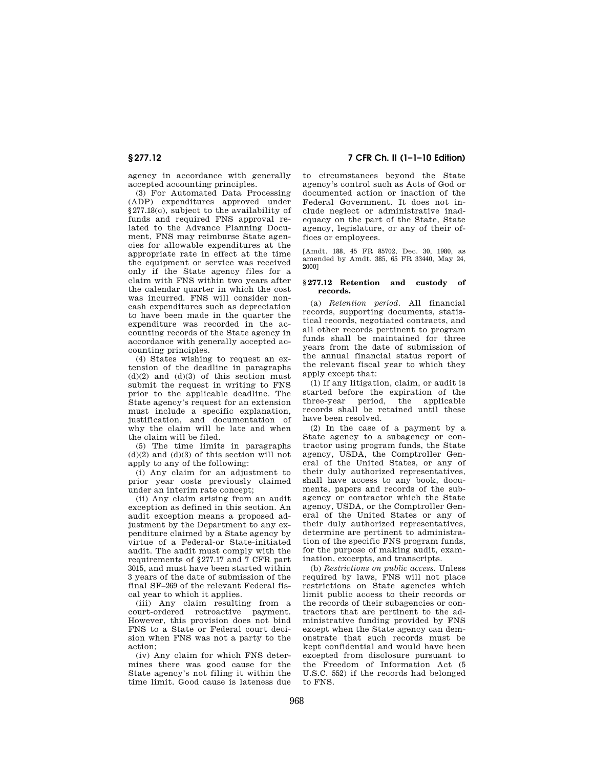agency in accordance with generally accepted accounting principles.

(3) For Automated Data Processing (ADP) expenditures approved under §277.18(c), subject to the availability of funds and required FNS approval related to the Advance Planning Document, FNS may reimburse State agencies for allowable expenditures at the appropriate rate in effect at the time the equipment or service was received only if the State agency files for a claim with FNS within two years after the calendar quarter in which the cost was incurred. FNS will consider non-cash expenditures such as depreciation to have been made in the quarter the expenditure was recorded in the accounting records of the State agency in accordance with generally accepted accounting principles.

(4) States wishing to request an extension of the deadline in paragraphs (d)(2) and (d)(3) of this section must submit the request in writing to FNS prior to the applicable deadline. The State agency's request for an extension must include a specific explanation, justification, and documentation of why the claim will be late and when the claim will be filed.

(5) The time limits in paragraphs (d)(2) and (d)(3) of this section will not apply to any of the following:

(i) Any claim for an adjustment to prior year costs previously claimed under an interim rate concept;

(ii) Any claim arising from an audit exception as defined in this section. An audit exception means a proposed adjustment by the Department to any expenditure claimed by a State agency by virtue of a Federal-or State-initiated audit. The audit must comply with the requirements of §277.17 and 7 CFR part 3015, and must have been started within 3 years of the date of submission of the final SF–269 of the relevant Federal fiscal year to which it applies.

(iii) Any claim resulting from a court-ordered retroactive payment. However, this provision does not bind FNS to a State or Federal court decision when FNS was not a party to the action;

(iv) Any claim for which FNS determines there was good cause for the State agency's not filing it within the time limit. Good cause is lateness due to circumstances beyond the State agency's control such as Acts of God or documented action or inaction of the Federal Government. It does not include neglect or administrative inadequacy on the part of the State, State agency, legislature, or any of their offices or employees.

[Amdt. 188, 45 FR 85702, Dec. 30, 1980, as amended by Amdt. 385, 65 FR 33440, May 24, 2000]

### §277.12 Retention and custody of records.

(a) *Retention period.* All financial records, supporting documents, statistical records, negotiated contracts, and all other records pertinent to program funds shall be maintained for three years from the date of submission of the annual financial status report of the relevant fiscal year to which they apply except that:

(1) If any litigation, claim, or audit is started before the expiration of the three-year period, the applicable records shall be retained until these have been resolved.

(2) In the case of a payment by a State agency to a subagency or contractor using program funds, the State agency, USDA, the Comptroller General of the United States, or any of their duly authorized representatives, shall have access to any book, documents, papers and records of the subagency or contractor which the State agency, USDA, or the Comptroller General of the United States or any of their duly authorized representatives, determine are pertinent to administration of the specific FNS program funds, for the purpose of making audit, examination, excerpts, and transcripts.

(b) *Restrictions on public access.* Unless required by laws, FNS will not place restrictions on State agencies which limit public access to their records or the records of their subagencies or contractors that are pertinent to the administrative funding provided by FNS except when the State agency can demonstrate that such records must be kept confidential and would have been excepted from disclosure pursuant to the Freedom of Information Act (5 U.S.C. 552) if the records had belonged to FNS.